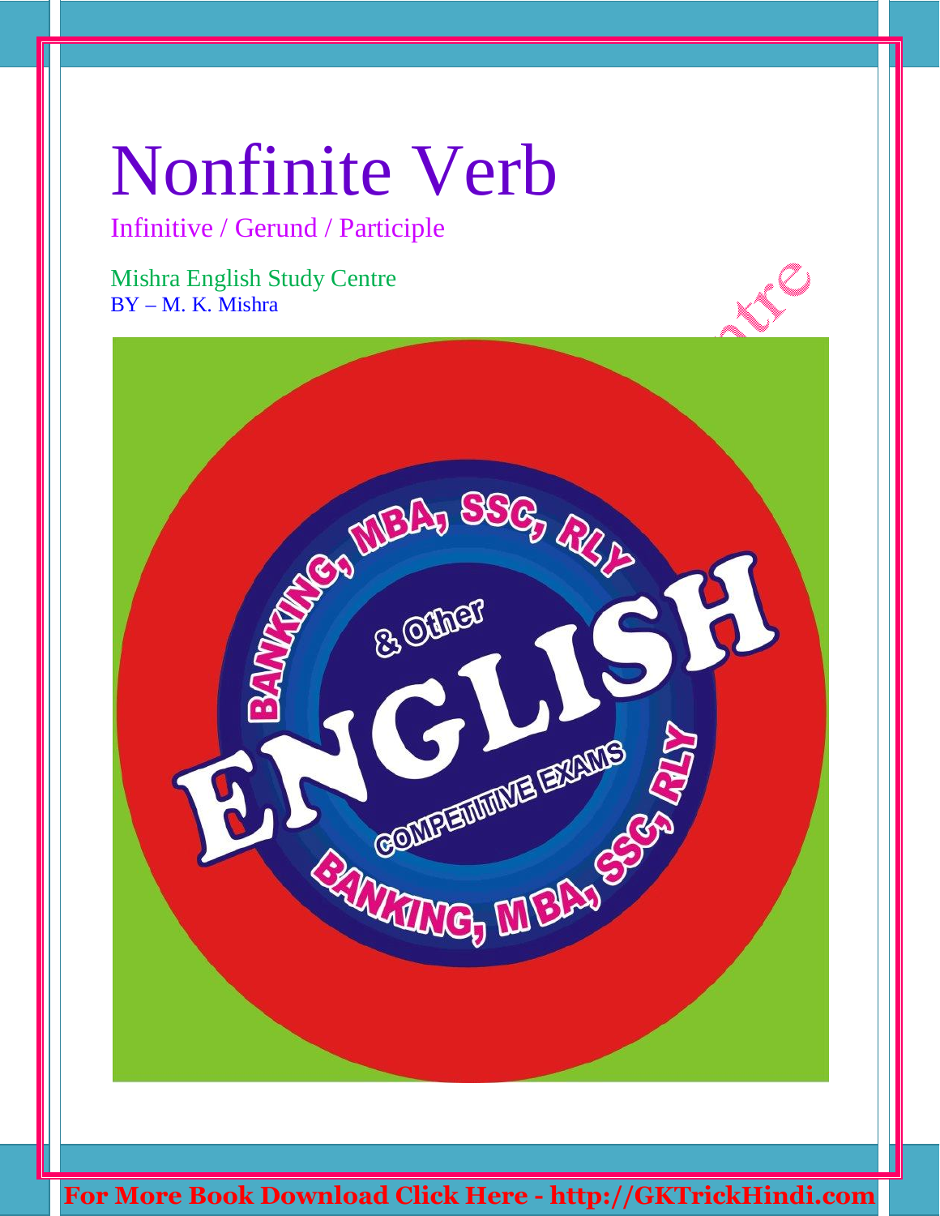# Nonfinite Verb

Infinitive / Gerund / Participle

Mishra English Study Centre

BY – M. K. Mishra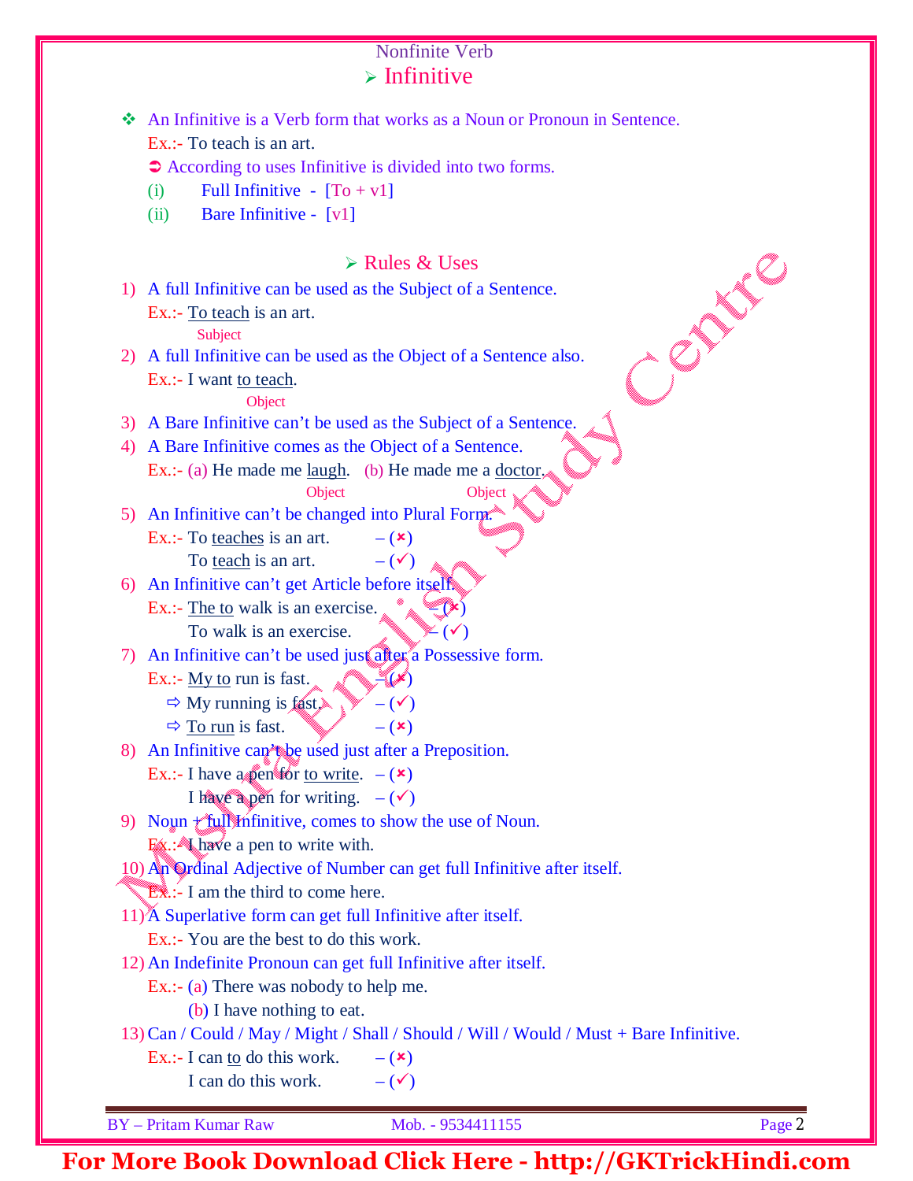Nonfinite Verb

## ➢ Infinitive

❖ An Infinitive is a Verb form that works as a Noun or Pronoun in Sentence.

Ex.:- To teach is an art.

➲ According to uses Infinitive is divided into two forms.

(i) Full Infinitive - [To + v1]

(ii) Bare Infinitive - [v1]

### ➢ Rules & Uses

1) A full Infinitive can be used as the Subject of a Sentence.
   Ex.:- To teach is an art. (To teach = Subject)

2) A full Infinitive can be used as the Object of a Sentence also.
   Ex.:- I want to teach. (to teach = Object)

3) A Bare Infinitive can't be used as the Subject of a Sentence.

4) A Bare Infinitive comes as the Object of a Sentence.
   Ex.:- (a) He made me laugh. (laugh = Object) (b) He made me a doctor. (doctor = Object)

5) An Infinitive can't be changed into Plural Form.
   Ex.:- To teaches is an art. – (✗)
   To teach is an art. – (✓)

6) An Infinitive can't get Article before itself.
   Ex.:- The to walk is an exercise. – (✗)
   To walk is an exercise. – (✓)

7) An Infinitive can't be used just after a Possessive form.
   Ex.:- My to run is fast. – (✗)
   ⇨ My running is fast. – (✓)
   ⇨ To run is fast. – (✗)

8) An Infinitive can't be used just after a Preposition.
   Ex.:- I have a pen for to write. – (✗)
   I have a pen for writing. – (✓)

9) Noun + full Infinitive, comes to show the use of Noun.
   Ex.:- I have a pen to write with.

10) An Ordinal Adjective of Number can get full Infinitive after itself.
    Ex.:- I am the third to come here.

11) A Superlative form can get full Infinitive after itself.
    Ex.:- You are the best to do this work.

12) An Indefinite Pronoun can get full Infinitive after itself.
    Ex.:- (a) There was nobody to help me.
    (b) I have nothing to eat.

13) Can / Could / May / Might / Shall / Should / Will / Would / Must + Bare Infinitive.
    Ex.:- I can to do this work. – (✗)
    I can do this work. – (✓)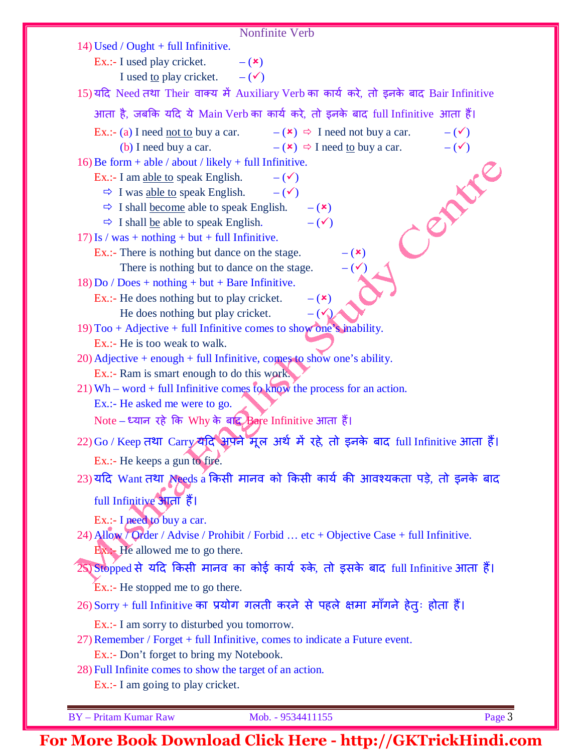## Nonfinite Verb

14) Used / Ought + full Infinitive.

Ex.:- I used play cricket. – (×)
I used to play cricket. – (✓)

15) यदि Need तथा Their वाक्य में Auxiliary Verb का कार्य करे, तो इनके बाद Bair Infinitive आता है, जबकि यदि ये Main Verb का कार्य करे, तो इनके बाद full Infinitive आता हैं।

Ex.:- (a) I need not to buy a car. – (×) ⇨ I need not buy a car. – (✓)
(b) I need buy a car. – (×) ⇨ I need to buy a car. – (✓)

16) Be form + able / about / likely + full Infinitive.

Ex.:- I am able to speak English. – (✓)
⇨ I was able to speak English. – (✓)
⇨ I shall become able to speak English. – (×)
⇨ I shall be able to speak English. – (✓)

17) Is / was + nothing + but + full Infinitive.

Ex.:- There is nothing but dance on the stage. – (×)
There is nothing but to dance on the stage. – (✓)

18) Do / Does + nothing + but + Bare Infinitive.

Ex.:- He does nothing but to play cricket. – (×)
He does nothing but play cricket. – (✓)

19) Too + Adjective + full Infinitive comes to show one's inability.

Ex.:- He is too weak to walk.

20) Adjective + enough + full Infinitive, comes to show one's ability.

Ex.:- Ram is smart enough to do this work.

21) Wh – word + full Infinitive comes to know the process for an action.

Ex.:- He asked me were to go.

Note – ध्यान रहे कि Why के बाद Bare Infinitive आता हैं।

22) Go / Keep तथा Carry यदि अपने मूल अर्थ में रहे, तो इनके बाद full Infinitive आता हैं।

Ex.:- He keeps a gun to fire.

23) यदि Want तथा Needs a किसी मानव को किसी कार्य की आवश्यकता पड़े, तो इनके बाद full Infinitive आता हैं।

Ex.:- I need to buy a car.

24) Allow / Order / Advise / Prohibit / Forbid … etc + Objective Case + full Infinitive.

Ex.:- He allowed me to go there.

25) Stopped से यदि किसी मानव का कोई कार्य रुके, तो इसके बाद full Infinitive आता हैं।

Ex.:- He stopped me to go there.

26) Sorry + full Infinitive का प्रयोग गलती करने से पहले क्षमा माँगने हेतुः होता हैं।

Ex.:- I am sorry to disturbed you tomorrow.

27) Remember / Forget + full Infinitive, comes to indicate a Future event.

Ex.:- Don't forget to bring my Notebook.

28) Full Infinite comes to show the target of an action.

Ex.:- I am going to play cricket.

BY – Pritam Kumar Raw Mob. - 9534411155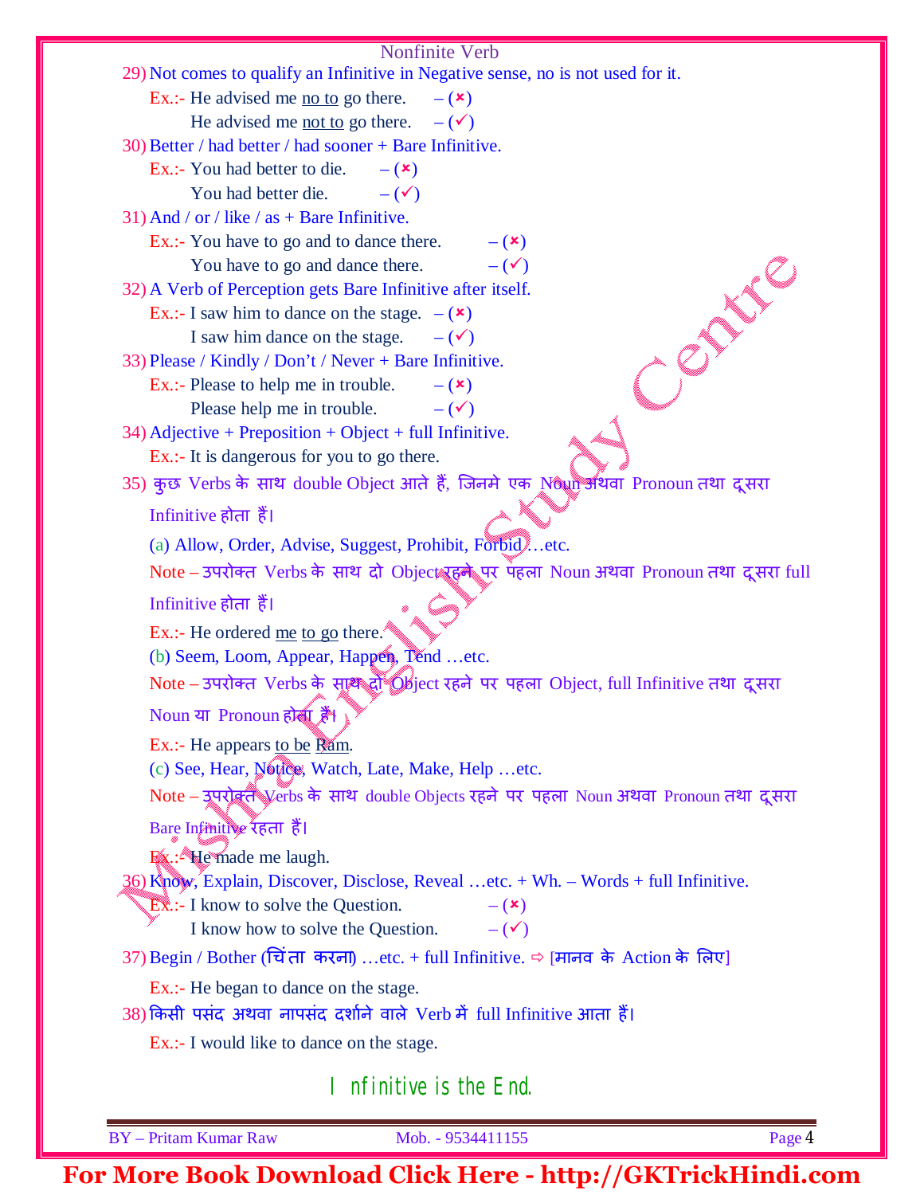29) Not comes to qualify an Infinitive in Negative sense, no is not used for it.

Ex.:- He advised me <u>no to</u> go there. – (×)

He advised me <u>not to</u> go there. – (✓)

30) Better / had better / had sooner + Bare Infinitive.

Ex.:- You had better to die. – (×)

You had better die. – (✓)

31) And / or / like / as + Bare Infinitive.

Ex.:- You have to go and to dance there. – (×)

You have to go and dance there. – (✓)

32) A Verb of Perception gets Bare Infinitive after itself.

Ex.:- I saw him to dance on the stage. – (×)

I saw him dance on the stage. – (✓)

33) Please / Kindly / Don't / Never + Bare Infinitive.

Ex.:- Please to help me in trouble. – (×)

Please help me in trouble. – (✓)

34) Adjective + Preposition + Object + full Infinitive.

Ex.:- It is dangerous for you to go there.

35) कुछ Verbs के साथ double Object आते हैं, जिनमे एक Noun अथवा Pronoun तथा दूसरा Infinitive होता हैं।

(a) Allow, Order, Advise, Suggest, Prohibit, Forbid …etc.

Note – उपरोक्त Verbs के साथ दो Object रहने पर पहला Noun अथवा Pronoun तथा दूसरा full Infinitive होता हैं।

Ex.:- He ordered <u>me</u> <u>to go</u> there.

(b) Seem, Loom, Appear, Happen, Tend …etc.

Note – उपरोक्त Verbs के साथ दो Object रहने पर पहला Object, full Infinitive तथा दूसरा Noun या Pronoun होता हैं।

Ex.:- He appears <u>to be</u> <u>Ram</u>.

(c) See, Hear, Notice, Watch, Late, Make, Help …etc.

Note – उपरोक्त Verbs के साथ double Objects रहने पर पहला Noun अथवा Pronoun तथा दूसरा Bare Infinitive रहता हैं।

Ex.:- He made me laugh.

36) Know, Explain, Discover, Disclose, Reveal …etc. + Wh. – Words + full Infinitive.

Ex.:- I know to solve the Question. – (×)

I know how to solve the Question. – (✓)

37) Begin / Bother (चिंता करना) …etc. + full Infinitive. ⇨ [मानव के Action के लिए]

Ex.:- He began to dance on the stage.

38) किसी पसंद अथवा नापसंद दर्शाने वाले Verb में full Infinitive आता हैं।

Ex.:- I would like to dance on the stage.

Infinitive is the End.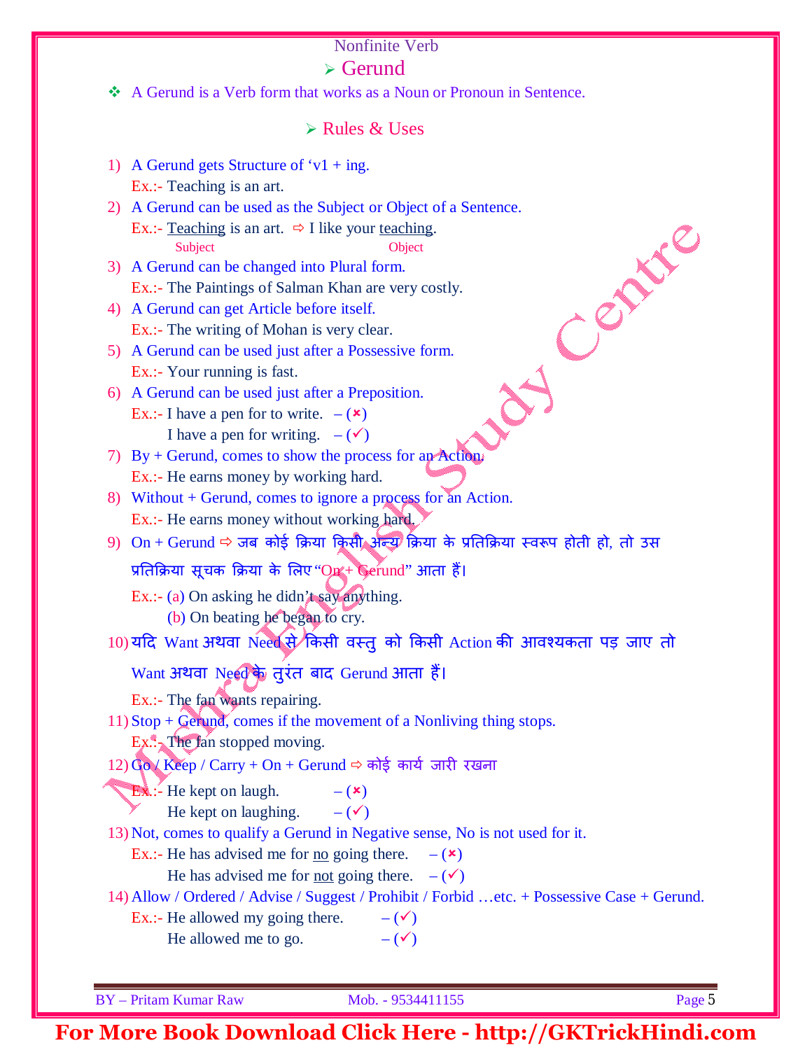Nonfinite Verb

# ➢ Gerund

❖ A Gerund is a Verb form that works as a Noun or Pronoun in Sentence.

## ➢ Rules & Uses

1) A Gerund gets Structure of 'v1 + ing.
   Ex.:- Teaching is an art.
2) A Gerund can be used as the Subject or Object of a Sentence.
   Ex.:- Teaching (Subject) is an art. ⇨ I like your teaching (Object).
3) A Gerund can be changed into Plural form.
   Ex.:- The Paintings of Salman Khan are very costly.
4) A Gerund can get Article before itself.
   Ex.:- The writing of Mohan is very clear.
5) A Gerund can be used just after a Possessive form.
   Ex.:- Your running is fast.
6) A Gerund can be used just after a Preposition.
   Ex.:- I have a pen for to write. – (✗)
   I have a pen for writing. – (✓)
7) By + Gerund, comes to show the process for an Action.
   Ex.:- He earns money by working hard.
8) Without + Gerund, comes to ignore a process for an Action.
   Ex.:- He earns money without working hard.
9) On + Gerund ⇨ जब कोई क्रिया किसी अन्य क्रिया के प्रतिक्रिया स्वरूप होती हो, तो उस प्रतिक्रिया सूचक क्रिया के लिए "On + Gerund" आता हैं।
   Ex.:- (a) On asking he didn't say anything.
   (b) On beating he began to cry.
10) यदि Want अथवा Need से किसी वस्तु को किसी Action की आवश्यकता पड़ जाए तो Want अथवा Need के तुरंत बाद Gerund आता हैं।
    Ex.:- The fan wants repairing.
11) Stop + Gerund, comes if the movement of a Nonliving thing stops.
    Ex.:- The fan stopped moving.
12) Go / Keep / Carry + On + Gerund ⇨ कोई कार्य जारी रखना
    Ex.:- He kept on laugh. – (✗)
    He kept on laughing. – (✓)
13) Not, comes to qualify a Gerund in Negative sense, No is not used for it.
    Ex.:- He has advised me for no going there. – (✗)
    He has advised me for not going there. – (✓)
14) Allow / Ordered / Advise / Suggest / Prohibit / Forbid …etc. + Possessive Case + Gerund.
    Ex.:- He allowed my going there. – (✓)
    He allowed me to go. – (✓)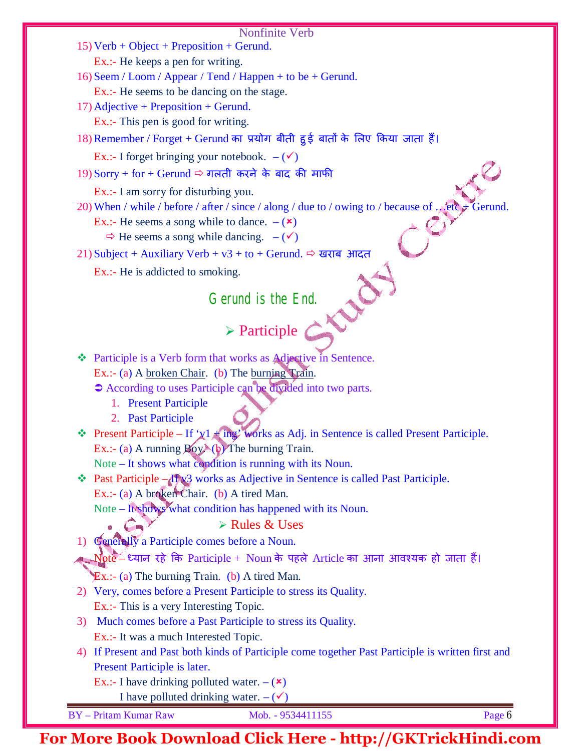15) Verb + Object + Preposition + Gerund.
   Ex.:- He keeps a pen for writing.
16) Seem / Loom / Appear / Tend / Happen + to be + Gerund.
   Ex.:- He seems to be dancing on the stage.
17) Adjective + Preposition + Gerund.
   Ex.:- This pen is good for writing.
18) Remember / Forget + Gerund का प्रयोग बीती हुई बातों के लिए किया जाता हैं।
   Ex.:- I forget bringing your notebook. – (✓)
19) Sorry + for + Gerund ⇨ गलती करने के बाद की माफी
   Ex.:- I am sorry for disturbing you.
20) When / while / before / after / since / along / due to / owing to / because of … etc + Gerund.
   Ex.:- He seems a song while to dance. – (✗)
   ⇨ He seems a song while dancing. – (✓)
21) Subject + Auxiliary Verb + v3 + to + Gerund. ⇨ खराब आदत
   Ex.:- He is addicted to smoking.

## Gerund is the End.

## ➢ Participle

❖ Participle is a Verb form that works as Adjective in Sentence.
   Ex.:- (a) A broken Chair. (b) The burning Train.
   ➲ According to uses Participle can be divided into two parts.
   1. Present Participle
   2. Past Participle

❖ Present Participle – If 'v1 + ing' works as Adj. in Sentence is called Present Participle.
   Ex.:- (a) A running Boy. (b) The burning Train.
   Note – It shows what condition is running with its Noun.

❖ Past Participle – If v3 works as Adjective in Sentence is called Past Participle.
   Ex.:- (a) A broken Chair. (b) A tired Man.
   Note – It shows what condition has happened with its Noun.

### ➢ Rules & Uses

1) Generally a Participle comes before a Noun.
   Note – ध्यान रहे कि Participle + Noun के पहले Article का आना आवश्यक हो जाता हैं।
   Ex.:- (a) The burning Train. (b) A tired Man.
2) Very, comes before a Present Participle to stress its Quality.
   Ex.:- This is a very Interesting Topic.
3) Much comes before a Past Participle to stress its Quality.
   Ex.:- It was a much Interested Topic.
4) If Present and Past both kinds of Participle come together Past Participle is written first and Present Participle is later.
   Ex.:- I have drinking polluted water. – (✗)
   I have polluted drinking water. – (✓)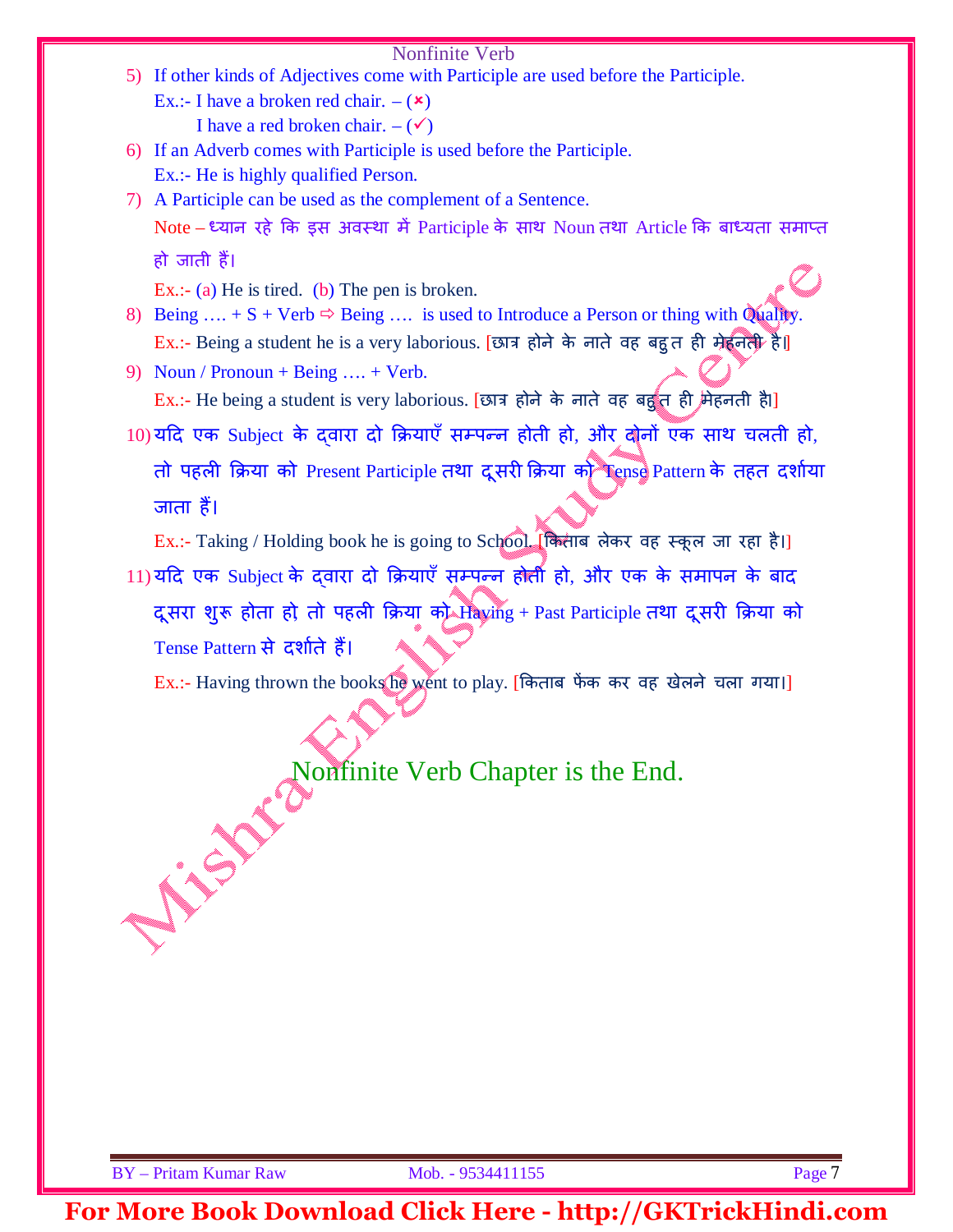5) If other kinds of Adjectives come with Participle are used before the Participle.
   Ex.:- I have a broken red chair. – (×)
   I have a red broken chair. – (✓)
6) If an Adverb comes with Participle is used before the Participle.
   Ex.:- He is highly qualified Person.
7) A Participle can be used as the complement of a Sentence.
   Note – ध्यान रहे कि इस अवस्था में Participle के साथ Noun तथा Article कि बाध्यता समाप्त हो जाती हैं।
   Ex.:- (a) He is tired. (b) The pen is broken.
8) Being …. + S + Verb ⇨ Being …. is used to Introduce a Person or thing with Quality.
   Ex.:- Being a student he is a very laborious. [छात्र होने के नाते वह बहुत ही मेहनती है।]
9) Noun / Pronoun + Being …. + Verb.
   Ex.:- He being a student is very laborious. [छात्र होने के नाते वह बहुत ही मेहनती है।]
10) यदि एक Subject के द्वारा दो क्रियाएँ सम्पन्न होती हो, और दोनों एक साथ चलती हो, तो पहली क्रिया को Present Participle तथा दूसरी क्रिया को Tense Pattern के तहत दर्शाया जाता हैं।
   Ex.:- Taking / Holding book he is going to School. [किताब लेकर वह स्कूल जा रहा है।]
11) यदि एक Subject के द्वारा दो क्रियाएँ सम्पन्न होती हो, और एक के समापन के बाद दूसरा शुरू होता हो, तो पहली क्रिया को Having + Past Participle तथा दूसरी क्रिया को Tense Pattern से दर्शाते हैं।
   Ex.:- Having thrown the books he went to play. [किताब फेंक कर वह खेलने चला गया।]

Nonfinite Verb Chapter is the End.